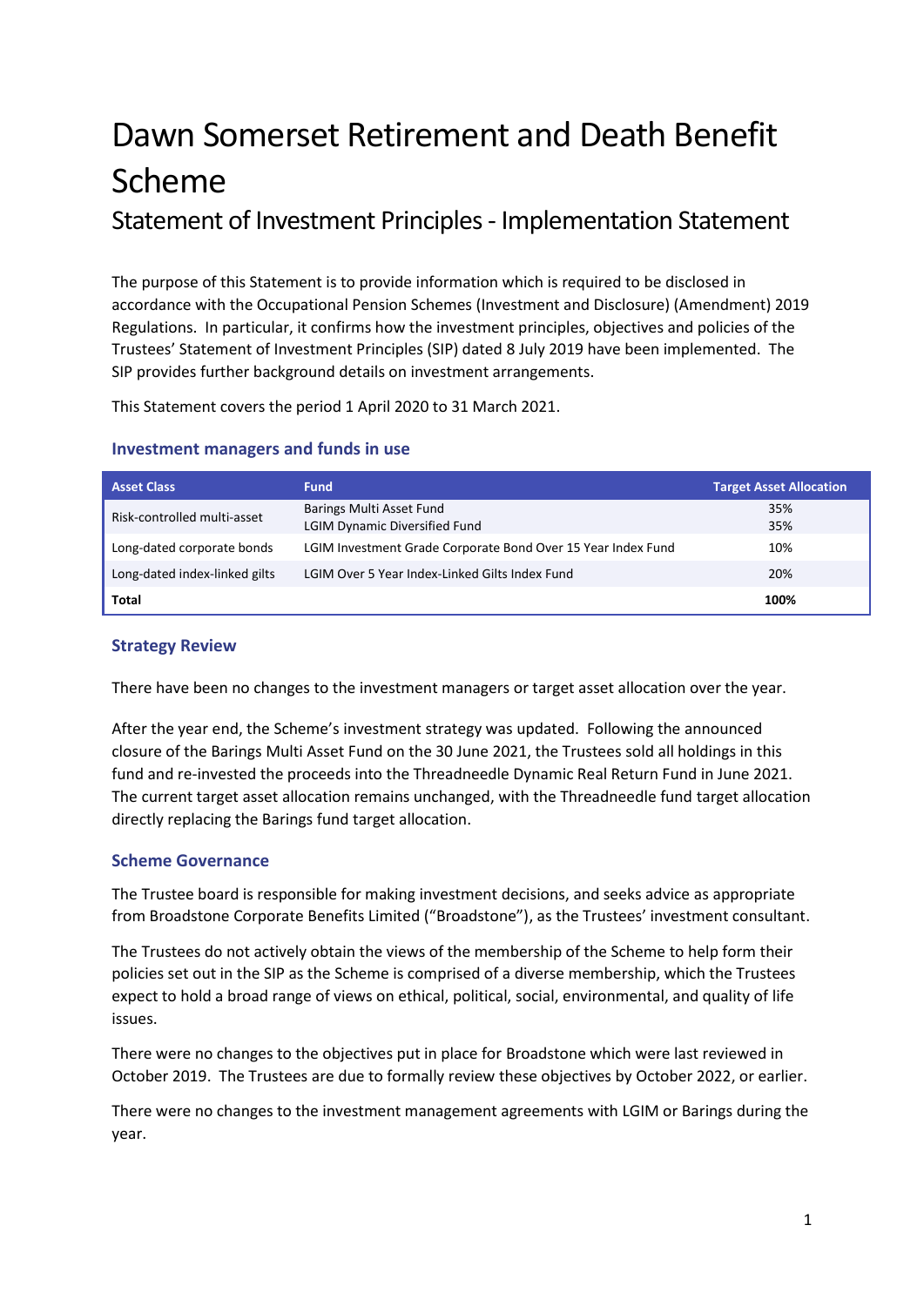# Dawn Somerset Retirement and Death Benefit Scheme

## Statement of Investment Principles - Implementation Statement

The purpose of this Statement is to provide information which is required to be disclosed in accordance with the Occupational Pension Schemes (Investment and Disclosure) (Amendment) 2019 Regulations. In particular, it confirms how the investment principles, objectives and policies of the Trustees' Statement of Investment Principles (SIP) dated 8 July 2019 have been implemented. The SIP provides further background details on investment arrangements.

This Statement covers the period 1 April 2020 to 31 March 2021.

### Investment managers and funds in use

| Asset Class | Fund | Target Asset Allocation |
|---|---|---|
| Risk-controlled multi-asset | Barings Multi Asset Fund<br>LGIM Dynamic Diversified Fund | 35%<br>35% |
| Long-dated corporate bonds | LGIM Investment Grade Corporate Bond Over 15 Year Index Fund | 10% |
| Long-dated index-linked gilts | LGIM Over 5 Year Index-Linked Gilts Index Fund | 20% |
| **Total** | | **100%** |

### Strategy Review

There have been no changes to the investment managers or target asset allocation over the year.

After the year end, the Scheme's investment strategy was updated. Following the announced closure of the Barings Multi Asset Fund on the 30 June 2021, the Trustees sold all holdings in this fund and re-invested the proceeds into the Threadneedle Dynamic Real Return Fund in June 2021. The current target asset allocation remains unchanged, with the Threadneedle fund target allocation directly replacing the Barings fund target allocation.

### Scheme Governance

The Trustee board is responsible for making investment decisions, and seeks advice as appropriate from Broadstone Corporate Benefits Limited ("Broadstone"), as the Trustees' investment consultant.

The Trustees do not actively obtain the views of the membership of the Scheme to help form their policies set out in the SIP as the Scheme is comprised of a diverse membership, which the Trustees expect to hold a broad range of views on ethical, political, social, environmental, and quality of life issues.

There were no changes to the objectives put in place for Broadstone which were last reviewed in October 2019. The Trustees are due to formally review these objectives by October 2022, or earlier.

There were no changes to the investment management agreements with LGIM or Barings during the year.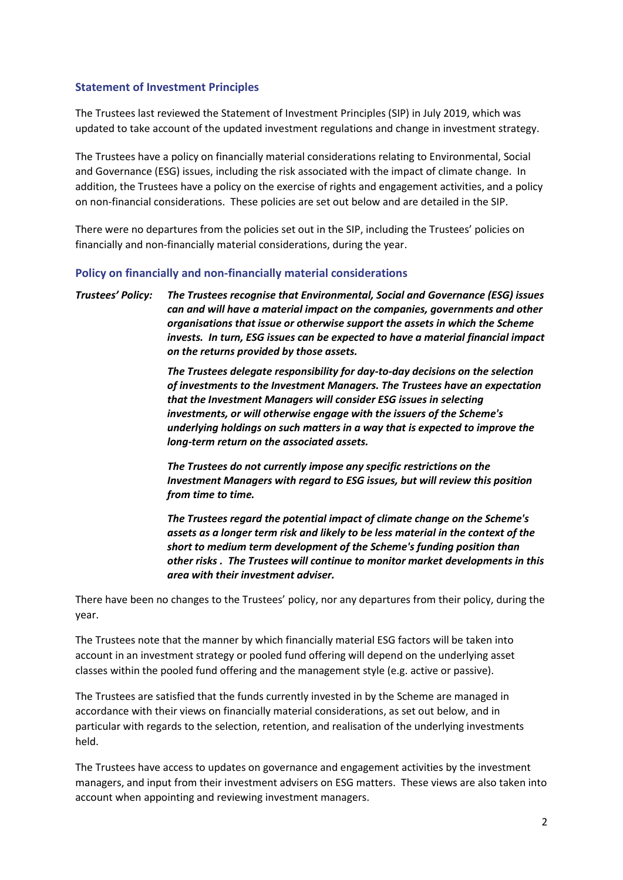## Statement of Investment Principles

The Trustees last reviewed the Statement of Investment Principles (SIP) in July 2019, which was updated to take account of the updated investment regulations and change in investment strategy.

The Trustees have a policy on financially material considerations relating to Environmental, Social and Governance (ESG) issues, including the risk associated with the impact of climate change. In addition, the Trustees have a policy on the exercise of rights and engagement activities, and a policy on non-financial considerations. These policies are set out below and are detailed in the SIP.

There were no departures from the policies set out in the SIP, including the Trustees' policies on financially and non-financially material considerations, during the year.

## Policy on financially and non-financially material considerations

***Trustees' Policy:*** ***The Trustees recognise that Environmental, Social and Governance (ESG) issues can and will have a material impact on the companies, governments and other organisations that issue or otherwise support the assets in which the Scheme invests. In turn, ESG issues can be expected to have a material financial impact on the returns provided by those assets.***

***The Trustees delegate responsibility for day-to-day decisions on the selection of investments to the Investment Managers. The Trustees have an expectation that the Investment Managers will consider ESG issues in selecting investments, or will otherwise engage with the issuers of the Scheme's underlying holdings on such matters in a way that is expected to improve the long-term return on the associated assets.***

***The Trustees do not currently impose any specific restrictions on the Investment Managers with regard to ESG issues, but will review this position from time to time.***

***The Trustees regard the potential impact of climate change on the Scheme's assets as a longer term risk and likely to be less material in the context of the short to medium term development of the Scheme's funding position than other risks . The Trustees will continue to monitor market developments in this area with their investment adviser.***

There have been no changes to the Trustees' policy, nor any departures from their policy, during the year.

The Trustees note that the manner by which financially material ESG factors will be taken into account in an investment strategy or pooled fund offering will depend on the underlying asset classes within the pooled fund offering and the management style (e.g. active or passive).

The Trustees are satisfied that the funds currently invested in by the Scheme are managed in accordance with their views on financially material considerations, as set out below, and in particular with regards to the selection, retention, and realisation of the underlying investments held.

The Trustees have access to updates on governance and engagement activities by the investment managers, and input from their investment advisers on ESG matters. These views are also taken into account when appointing and reviewing investment managers.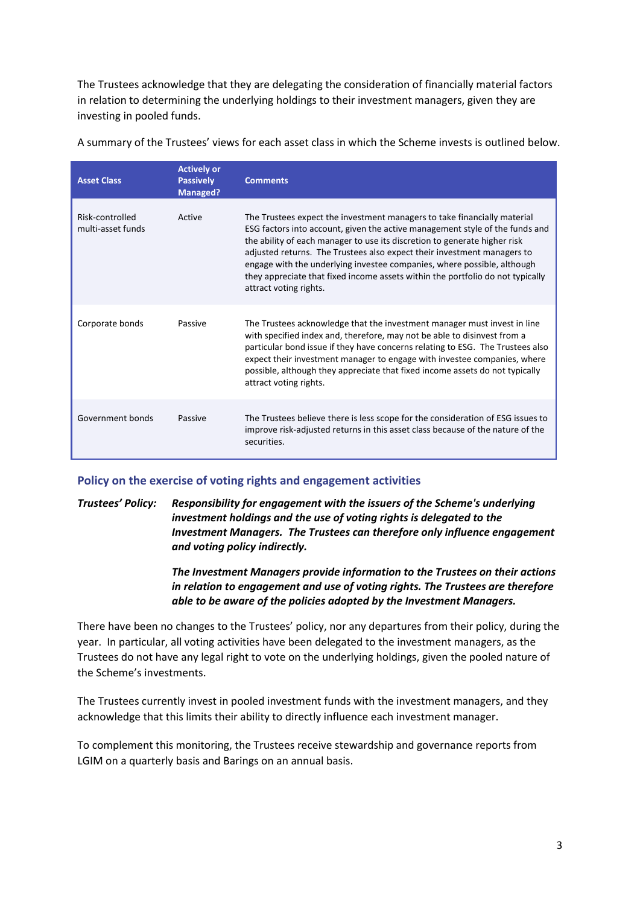The Trustees acknowledge that they are delegating the consideration of financially material factors in relation to determining the underlying holdings to their investment managers, given they are investing in pooled funds.

A summary of the Trustees' views for each asset class in which the Scheme invests is outlined below.

| Asset Class | Actively or Passively Managed? | Comments |
|---|---|---|
| Risk-controlled multi-asset funds | Active | The Trustees expect the investment managers to take financially material ESG factors into account, given the active management style of the funds and the ability of each manager to use its discretion to generate higher risk adjusted returns. The Trustees also expect their investment managers to engage with the underlying investee companies, where possible, although they appreciate that fixed income assets within the portfolio do not typically attract voting rights. |
| Corporate bonds | Passive | The Trustees acknowledge that the investment manager must invest in line with specified index and, therefore, may not be able to disinvest from a particular bond issue if they have concerns relating to ESG. The Trustees also expect their investment manager to engage with investee companies, where possible, although they appreciate that fixed income assets do not typically attract voting rights. |
| Government bonds | Passive | The Trustees believe there is less scope for the consideration of ESG issues to improve risk-adjusted returns in this asset class because of the nature of the securities. |

## Policy on the exercise of voting rights and engagement activities

***Trustees' Policy:*** ***Responsibility for engagement with the issuers of the Scheme's underlying investment holdings and the use of voting rights is delegated to the Investment Managers. The Trustees can therefore only influence engagement and voting policy indirectly.***

***The Investment Managers provide information to the Trustees on their actions in relation to engagement and use of voting rights. The Trustees are therefore able to be aware of the policies adopted by the Investment Managers.***

There have been no changes to the Trustees' policy, nor any departures from their policy, during the year. In particular, all voting activities have been delegated to the investment managers, as the Trustees do not have any legal right to vote on the underlying holdings, given the pooled nature of the Scheme's investments.

The Trustees currently invest in pooled investment funds with the investment managers, and they acknowledge that this limits their ability to directly influence each investment manager.

To complement this monitoring, the Trustees receive stewardship and governance reports from LGIM on a quarterly basis and Barings on an annual basis.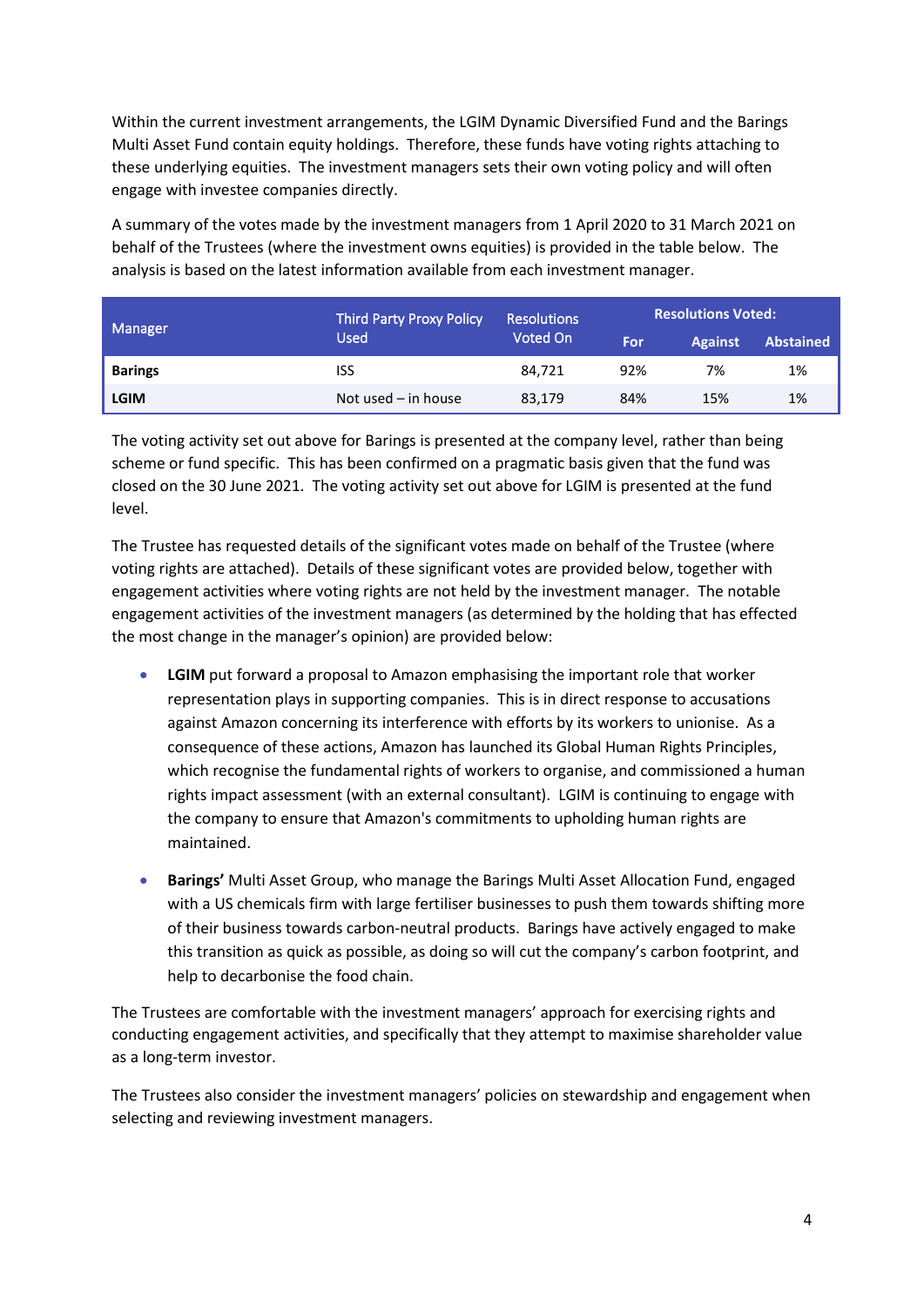Within the current investment arrangements, the LGIM Dynamic Diversified Fund and the Barings Multi Asset Fund contain equity holdings. Therefore, these funds have voting rights attaching to these underlying equities. The investment managers sets their own voting policy and will often engage with investee companies directly.

A summary of the votes made by the investment managers from 1 April 2020 to 31 March 2021 on behalf of the Trustees (where the investment owns equities) is provided in the table below. The analysis is based on the latest information available from each investment manager.

| Manager | Third Party Proxy Policy Used | Resolutions Voted On | Resolutions Voted: | | |
|---|---|---|---|---|---|
| | | | For | Against | Abstained |
| **Barings** | ISS | 84,721 | 92% | 7% | 1% |
| **LGIM** | Not used – in house | 83,179 | 84% | 15% | 1% |

The voting activity set out above for Barings is presented at the company level, rather than being scheme or fund specific. This has been confirmed on a pragmatic basis given that the fund was closed on the 30 June 2021. The voting activity set out above for LGIM is presented at the fund level.

The Trustee has requested details of the significant votes made on behalf of the Trustee (where voting rights are attached). Details of these significant votes are provided below, together with engagement activities where voting rights are not held by the investment manager. The notable engagement activities of the investment managers (as determined by the holding that has effected the most change in the manager's opinion) are provided below:

- **LGIM** put forward a proposal to Amazon emphasising the important role that worker representation plays in supporting companies. This is in direct response to accusations against Amazon concerning its interference with efforts by its workers to unionise. As a consequence of these actions, Amazon has launched its Global Human Rights Principles, which recognise the fundamental rights of workers to organise, and commissioned a human rights impact assessment (with an external consultant). LGIM is continuing to engage with the company to ensure that Amazon's commitments to upholding human rights are maintained.
- **Barings'** Multi Asset Group, who manage the Barings Multi Asset Allocation Fund, engaged with a US chemicals firm with large fertiliser businesses to push them towards shifting more of their business towards carbon-neutral products. Barings have actively engaged to make this transition as quick as possible, as doing so will cut the company's carbon footprint, and help to decarbonise the food chain.

The Trustees are comfortable with the investment managers' approach for exercising rights and conducting engagement activities, and specifically that they attempt to maximise shareholder value as a long-term investor.

The Trustees also consider the investment managers' policies on stewardship and engagement when selecting and reviewing investment managers.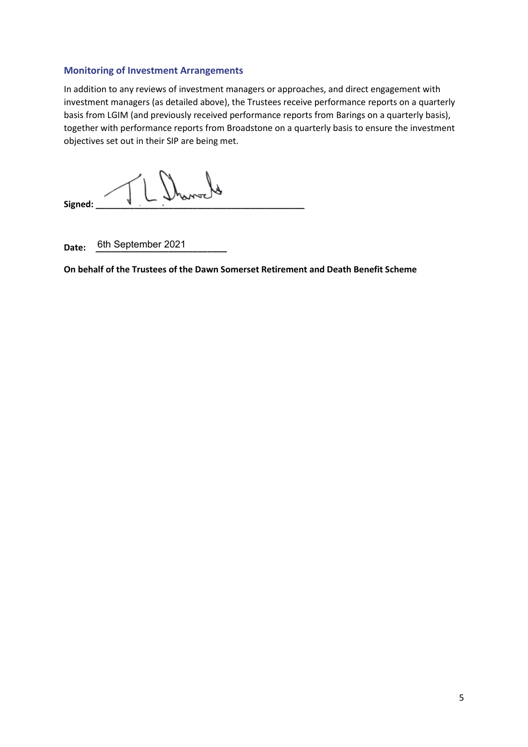### Monitoring of Investment Arrangements

In addition to any reviews of investment managers or approaches, and direct engagement with investment managers (as detailed above), the Trustees receive performance reports on a quarterly basis from LGIM (and previously received performance reports from Barings on a quarterly basis), together with performance reports from Broadstone on a quarterly basis to ensure the investment objectives set out in their SIP are being met.

**Signed:** ___________________________________________

**Date:** 6th September 2021

**On behalf of the Trustees of the Dawn Somerset Retirement and Death Benefit Scheme**